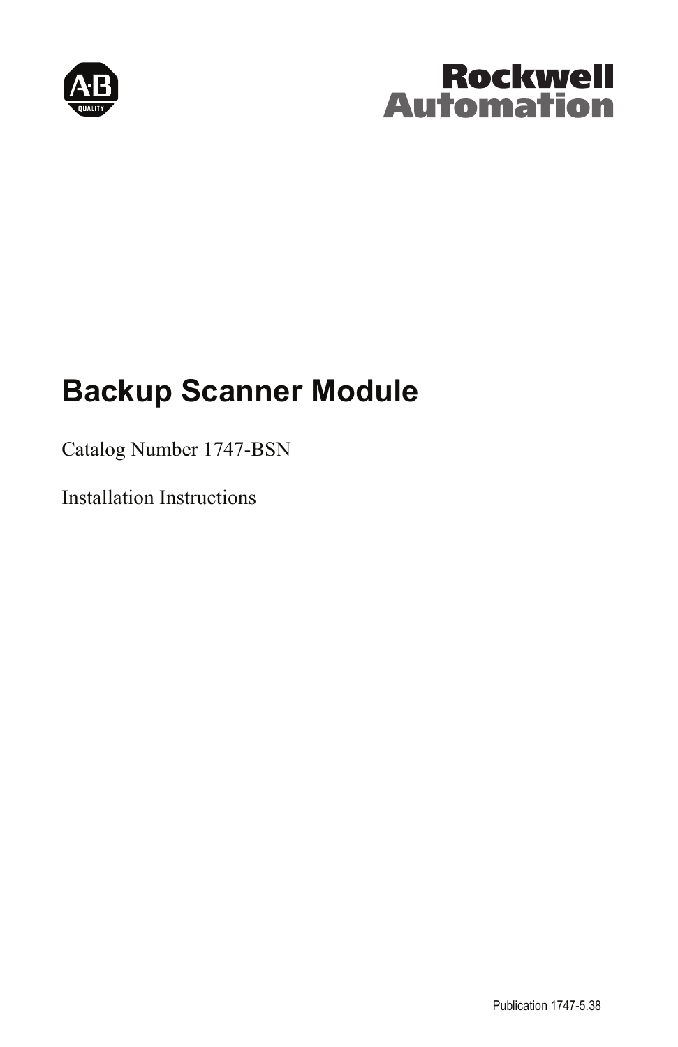# Backup Scanner Module

Catalog Number 1747-BSN

Installation Instructions

Publication 1747-5.38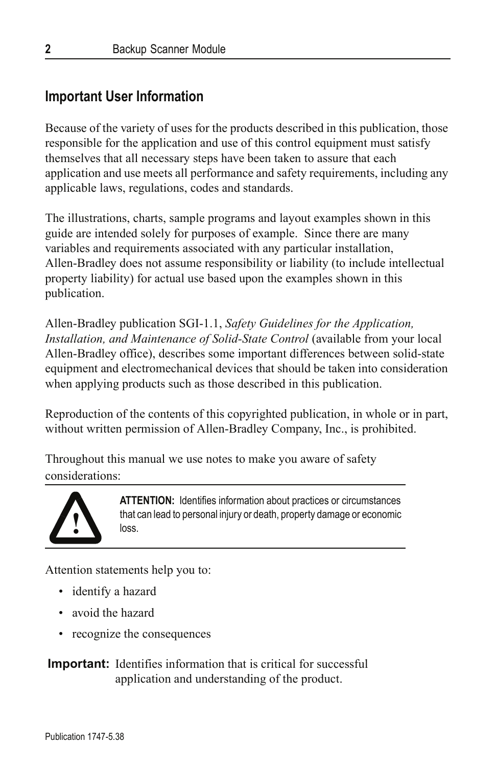## Important User Information

Because of the variety of uses for the products described in this publication, those responsible for the application and use of this control equipment must satisfy themselves that all necessary steps have been taken to assure that each application and use meets all performance and safety requirements, including any applicable laws, regulations, codes and standards.

The illustrations, charts, sample programs and layout examples shown in this guide are intended solely for purposes of example. Since there are many variables and requirements associated with any particular installation, Allen-Bradley does not assume responsibility or liability (to include intellectual property liability) for actual use based upon the examples shown in this publication.

Allen-Bradley publication SGI-1.1, *Safety Guidelines for the Application, Installation, and Maintenance of Solid-State Control* (available from your local Allen-Bradley office), describes some important differences between solid-state equipment and electromechanical devices that should be taken into consideration when applying products such as those described in this publication.

Reproduction of the contents of this copyrighted publication, in whole or in part, without written permission of Allen-Bradley Company, Inc., is prohibited.

Throughout this manual we use notes to make you aware of safety considerations:

**ATTENTION:** Identifies information about practices or circumstances that can lead to personal injury or death, property damage or economic loss.

Attention statements help you to:

- identify a hazard
- avoid the hazard
- recognize the consequences

**Important:** Identifies information that is critical for successful application and understanding of the product.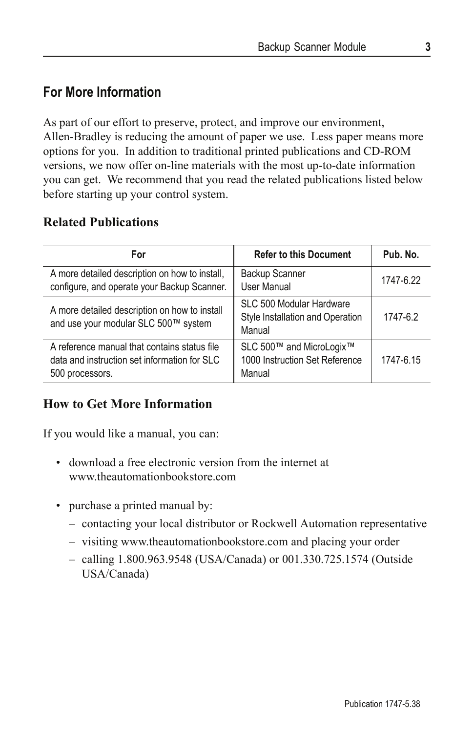## For More Information

As part of our effort to preserve, protect, and improve our environment, Allen-Bradley is reducing the amount of paper we use. Less paper means more options for you. In addition to traditional printed publications and CD-ROM versions, we now offer on-line materials with the most up-to-date information you can get. We recommend that you read the related publications listed below before starting up your control system.

### Related Publications

| For | Refer to this Document | Pub. No. |
| --- | --- | --- |
| A more detailed description on how to install, configure, and operate your Backup Scanner. | Backup Scanner User Manual | 1747-6.22 |
| A more detailed description on how to install and use your modular SLC 500™ system | SLC 500 Modular Hardware Style Installation and Operation Manual | 1747-6.2 |
| A reference manual that contains status file data and instruction set information for SLC 500 processors. | SLC 500™ and MicroLogix™ 1000 Instruction Set Reference Manual | 1747-6.15 |

### How to Get More Information

If you would like a manual, you can:

- download a free electronic version from the internet at www.theautomationbookstore.com
- purchase a printed manual by:
  - contacting your local distributor or Rockwell Automation representative
  - visiting www.theautomationbookstore.com and placing your order
  - calling 1.800.963.9548 (USA/Canada) or 001.330.725.1574 (Outside USA/Canada)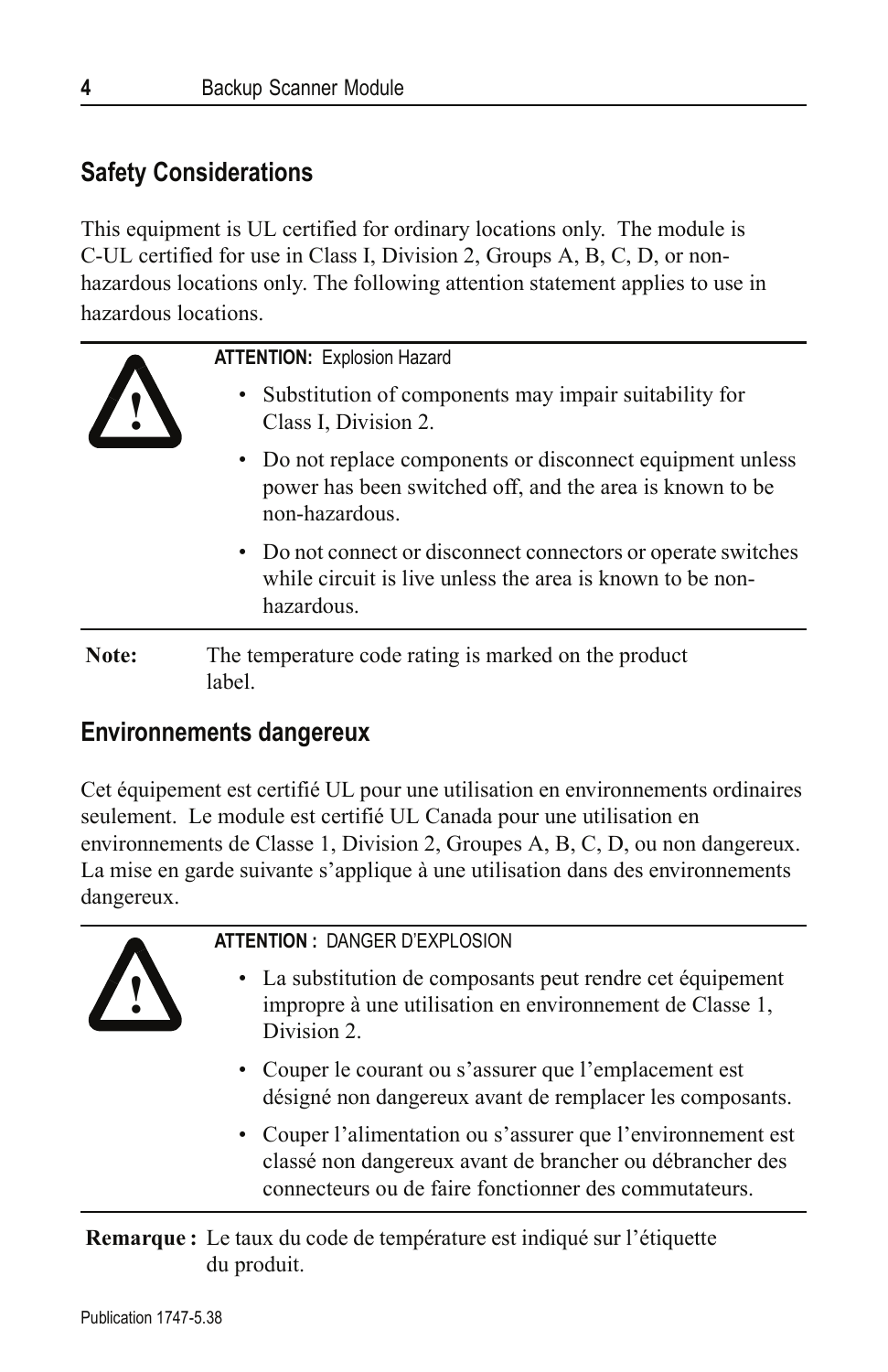## Safety Considerations

This equipment is UL certified for ordinary locations only. The module is C-UL certified for use in Class I, Division 2, Groups A, B, C, D, or non-hazardous locations only. The following attention statement applies to use in hazardous locations.

**ATTENTION:** Explosion Hazard

- Substitution of components may impair suitability for Class I, Division 2.
- Do not replace components or disconnect equipment unless power has been switched off, and the area is known to be non-hazardous.
- Do not connect or disconnect connectors or operate switches while circuit is live unless the area is known to be non-hazardous.

**Note:** The temperature code rating is marked on the product label.

## Environnements dangereux

Cet équipement est certifié UL pour une utilisation en environnements ordinaires seulement. Le module est certifié UL Canada pour une utilisation en environnements de Classe 1, Division 2, Groupes A, B, C, D, ou non dangereux. La mise en garde suivante s'applique à une utilisation dans des environnements dangereux.

**ATTENTION :** DANGER D'EXPLOSION

- La substitution de composants peut rendre cet équipement impropre à une utilisation en environnement de Classe 1, Division 2.
- Couper le courant ou s'assurer que l'emplacement est désigné non dangereux avant de remplacer les composants.
- Couper l'alimentation ou s'assurer que l'environnement est classé non dangereux avant de brancher ou débrancher des connecteurs ou de faire fonctionner des commutateurs.

**Remarque :** Le taux du code de température est indiqué sur l'étiquette du produit.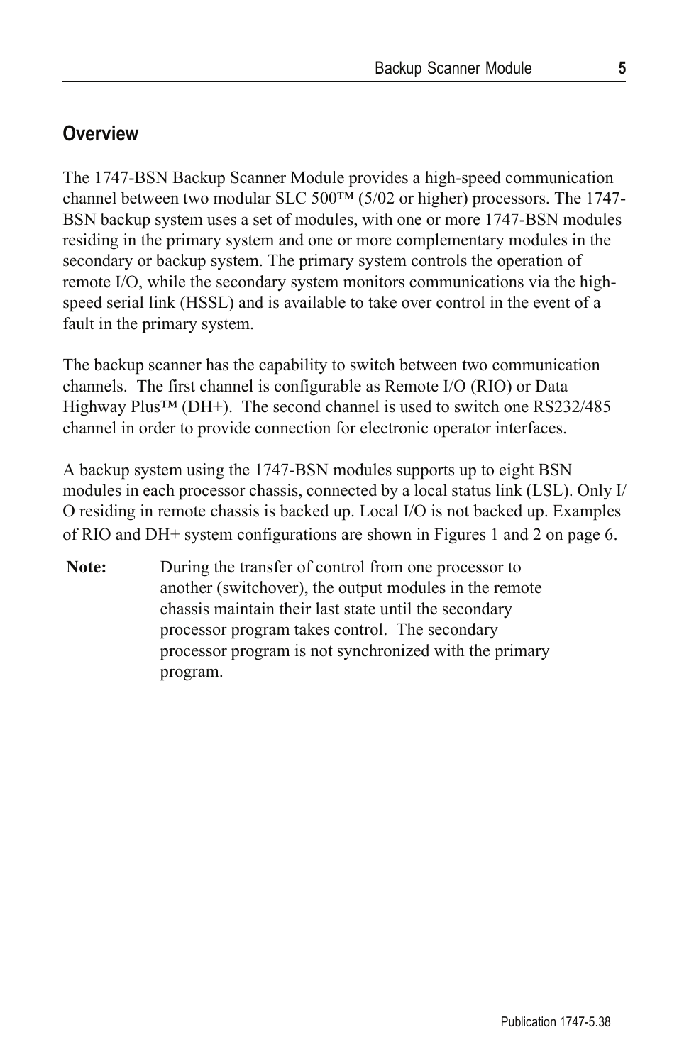## Overview

The 1747-BSN Backup Scanner Module provides a high-speed communication channel between two modular SLC 500™ (5/02 or higher) processors. The 1747-BSN backup system uses a set of modules, with one or more 1747-BSN modules residing in the primary system and one or more complementary modules in the secondary or backup system. The primary system controls the operation of remote I/O, while the secondary system monitors communications via the high-speed serial link (HSSL) and is available to take over control in the event of a fault in the primary system.

The backup scanner has the capability to switch between two communication channels. The first channel is configurable as Remote I/O (RIO) or Data Highway Plus™ (DH+). The second channel is used to switch one RS232/485 channel in order to provide connection for electronic operator interfaces.

A backup system using the 1747-BSN modules supports up to eight BSN modules in each processor chassis, connected by a local status link (LSL). Only I/O residing in remote chassis is backed up. Local I/O is not backed up. Examples of RIO and DH+ system configurations are shown in Figures 1 and 2 on page 6.

**Note:** During the transfer of control from one processor to another (switchover), the output modules in the remote chassis maintain their last state until the secondary processor program takes control. The secondary processor program is not synchronized with the primary program.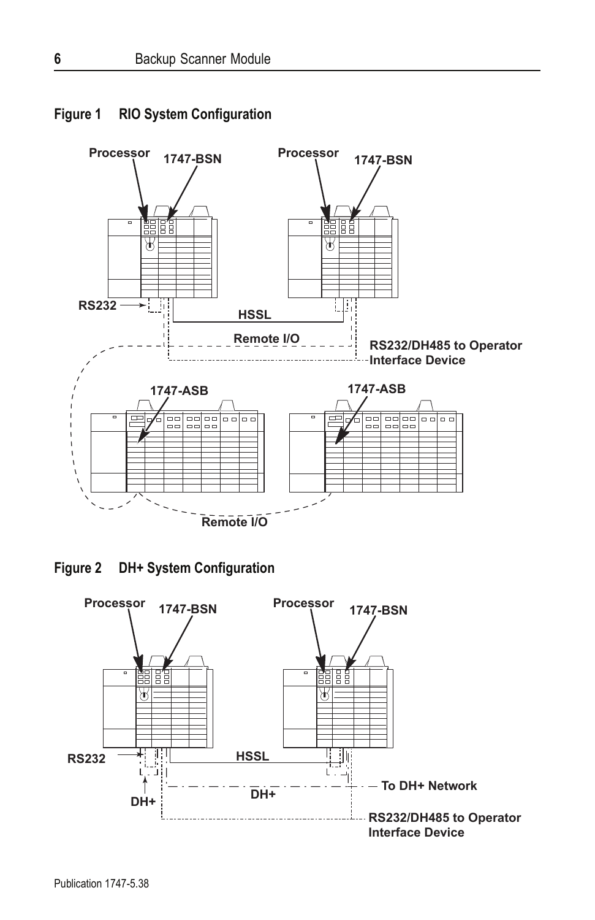**Figure 1 RIO System Configuration**

Processor
1747-BSN
Processor
1747-BSN
RS232
HSSL
Remote I/O
RS232/DH485 to Operator Interface Device
1747-ASB
1747-ASB
Remote I/O

**Figure 2 DH+ System Configuration**

Processor
1747-BSN
Processor
1747-BSN
RS232
HSSL
To DH+ Network
DH+
DH+
RS232/DH485 to Operator Interface Device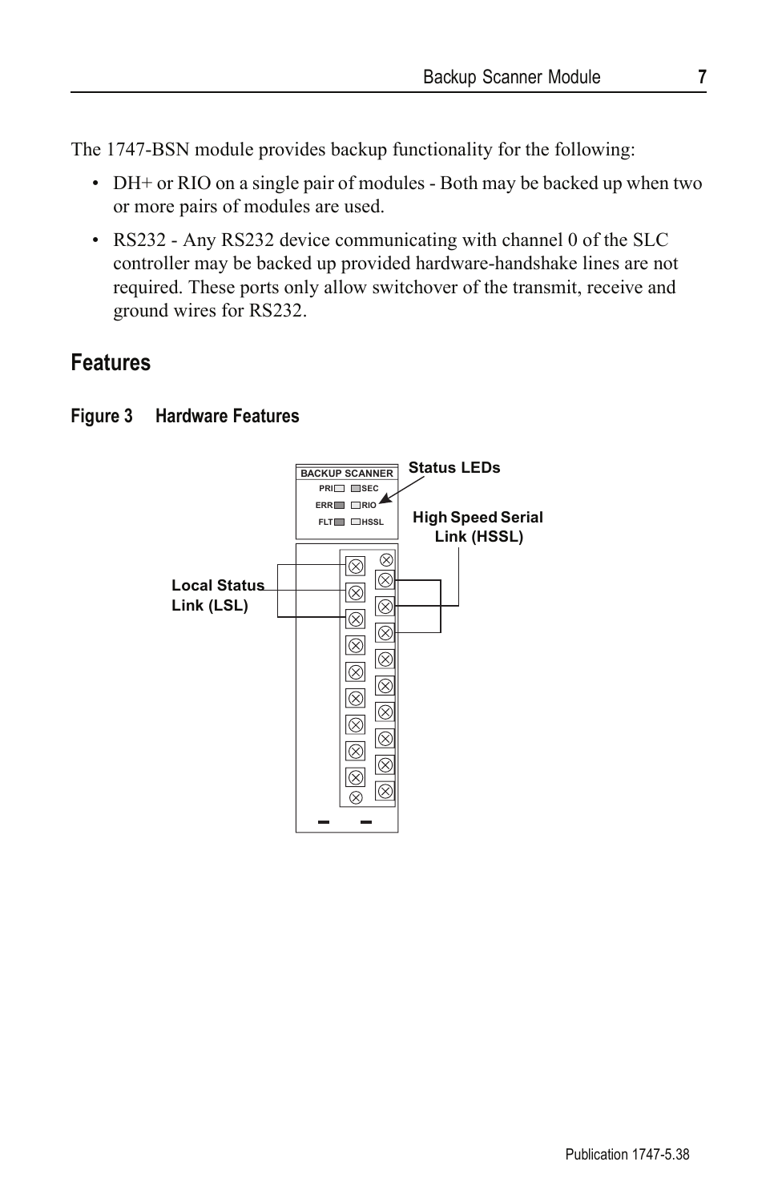The 1747-BSN module provides backup functionality for the following:

- DH+ or RIO on a single pair of modules - Both may be backed up when two or more pairs of modules are used.
- RS232 - Any RS232 device communicating with channel 0 of the SLC controller may be backed up provided hardware-handshake lines are not required. These ports only allow switchover of the transmit, receive and ground wires for RS232.

## Features

### Figure 3 Hardware Features

BACKUP SCANNER

PRI SEC

ERR RIO

FLT HSSL

Status LEDs

High Speed Serial Link (HSSL)

Local Status Link (LSL)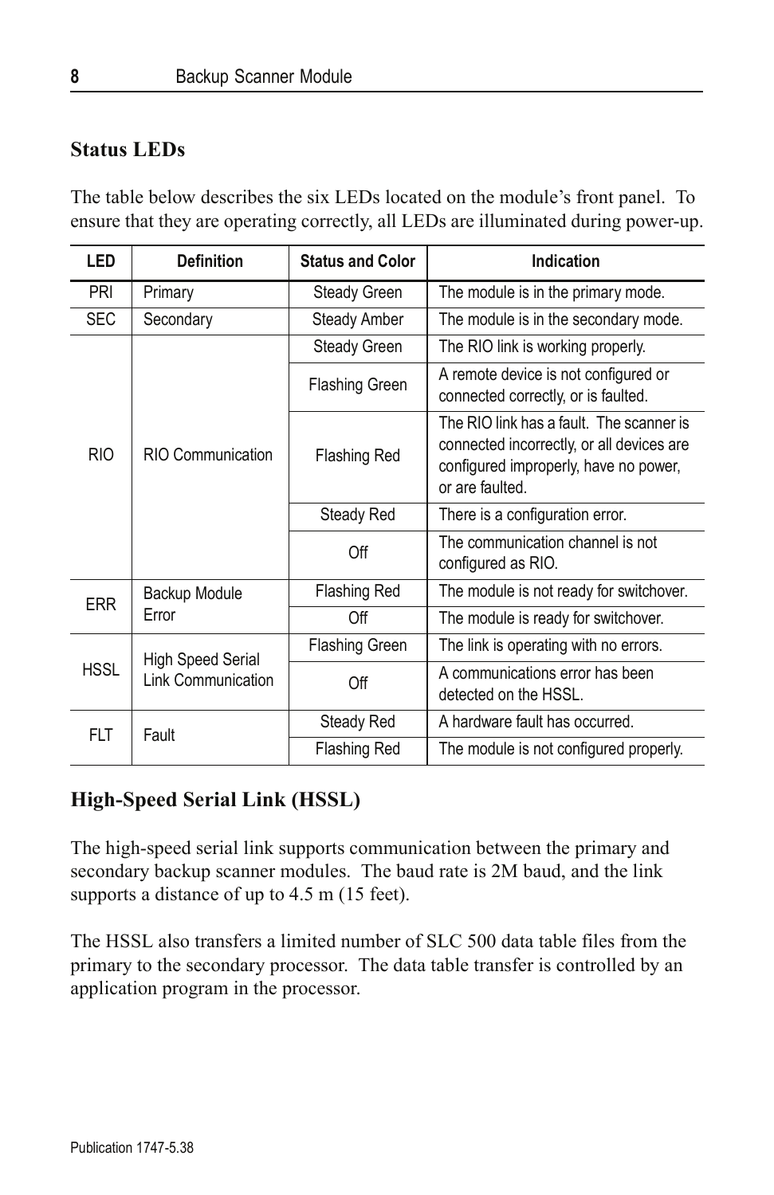## Status LEDs

The table below describes the six LEDs located on the module's front panel. To ensure that they are operating correctly, all LEDs are illuminated during power-up.

| LED | Definition | Status and Color | Indication |
|---|---|---|---|
| PRI | Primary | Steady Green | The module is in the primary mode. |
| SEC | Secondary | Steady Amber | The module is in the secondary mode. |
| RIO | RIO Communication | Steady Green | The RIO link is working properly. |
| | | Flashing Green | A remote device is not configured or connected correctly, or is faulted. |
| | | Flashing Red | The RIO link has a fault. The scanner is connected incorrectly, or all devices are configured improperly, have no power, or are faulted. |
| | | Steady Red | There is a configuration error. |
| | | Off | The communication channel is not configured as RIO. |
| ERR | Backup Module Error | Flashing Red | The module is not ready for switchover. |
| | | Off | The module is ready for switchover. |
| HSSL | High Speed Serial Link Communication | Flashing Green | The link is operating with no errors. |
| | | Off | A communications error has been detected on the HSSL. |
| FLT | Fault | Steady Red | A hardware fault has occurred. |
| | | Flashing Red | The module is not configured properly. |

## High-Speed Serial Link (HSSL)

The high-speed serial link supports communication between the primary and secondary backup scanner modules. The baud rate is 2M baud, and the link supports a distance of up to 4.5 m (15 feet).

The HSSL also transfers a limited number of SLC 500 data table files from the primary to the secondary processor. The data table transfer is controlled by an application program in the processor.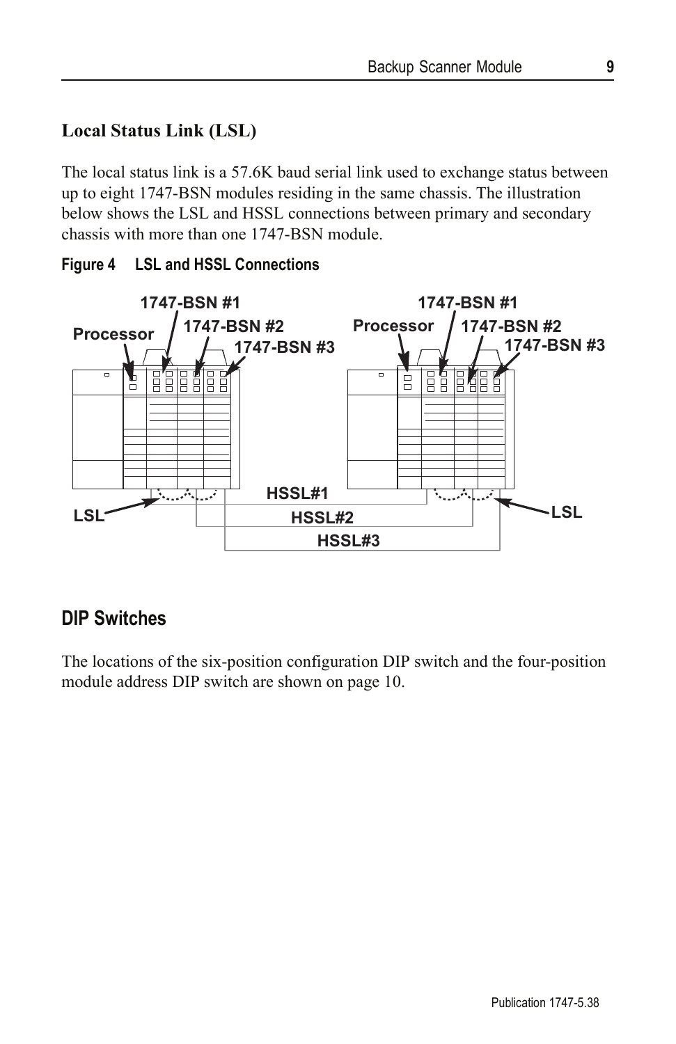### Local Status Link (LSL)

The local status link is a 57.6K baud serial link used to exchange status between up to eight 1747-BSN modules residing in the same chassis. The illustration below shows the LSL and HSSL connections between primary and secondary chassis with more than one 1747-BSN module.

**Figure 4 LSL and HSSL Connections**

## DIP Switches

The locations of the six-position configuration DIP switch and the four-position module address DIP switch are shown on page 10.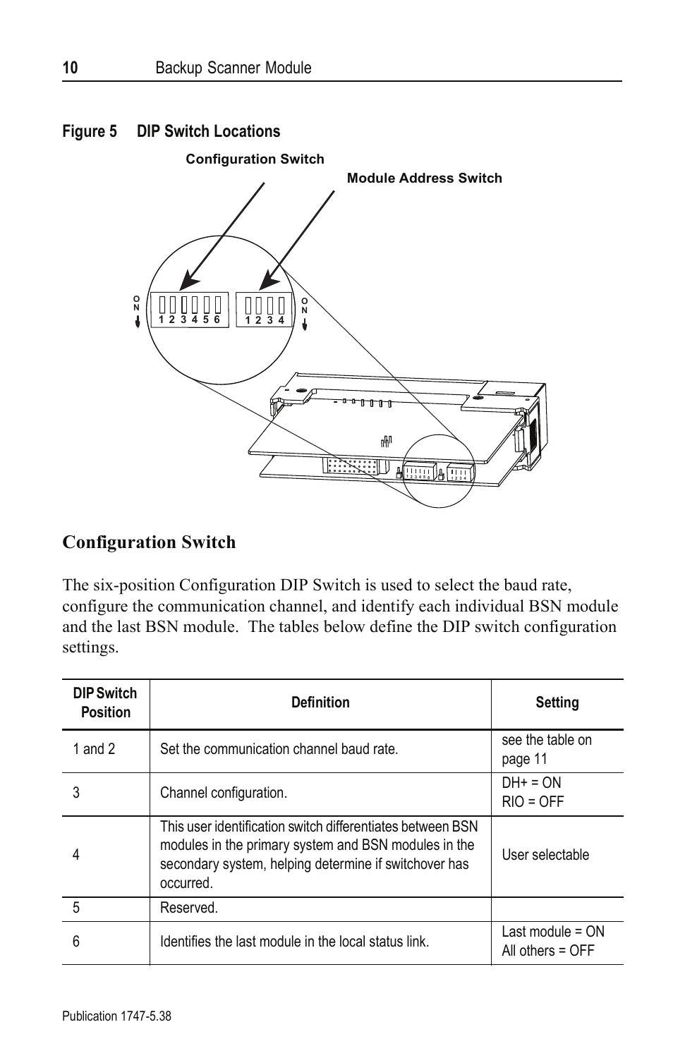**Figure 5 DIP Switch Locations**

Configuration Switch

Module Address Switch

## Configuration Switch

The six-position Configuration DIP Switch is used to select the baud rate, configure the communication channel, and identify each individual BSN module and the last BSN module. The tables below define the DIP switch configuration settings.

| DIP Switch Position | Definition | Setting |
|---|---|---|
| 1 and 2 | Set the communication channel baud rate. | see the table on page 11 |
| 3 | Channel configuration. | DH+ = ON<br>RIO = OFF |
| 4 | This user identification switch differentiates between BSN modules in the primary system and BSN modules in the secondary system, helping determine if switchover has occurred. | User selectable |
| 5 | Reserved. | |
| 6 | Identifies the last module in the local status link. | Last module = ON<br>All others = OFF |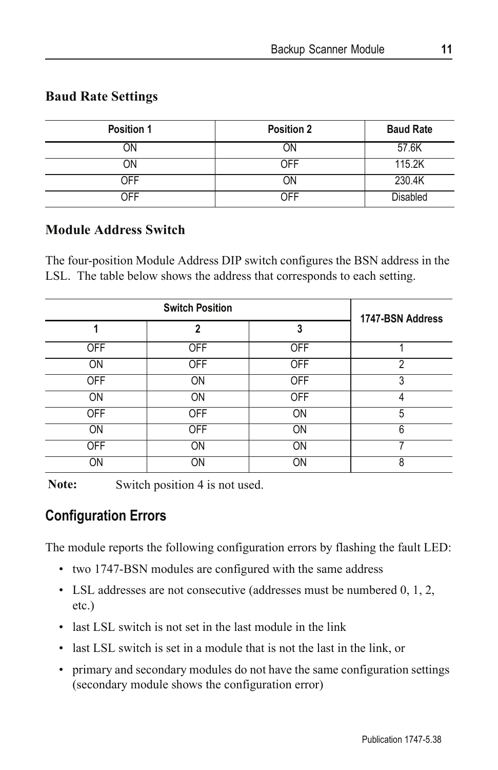### Baud Rate Settings

| Position 1 | Position 2 | Baud Rate |
|---|---|---|
| ON | ON | 57.6K |
| ON | OFF | 115.2K |
| OFF | ON | 230.4K |
| OFF | OFF | Disabled |

### Module Address Switch

The four-position Module Address DIP switch configures the BSN address in the LSL. The table below shows the address that corresponds to each setting.

| Switch Position | | | 1747-BSN Address |
|---|---|---|---|
| 1 | 2 | 3 | |
| OFF | OFF | OFF | 1 |
| ON | OFF | OFF | 2 |
| OFF | ON | OFF | 3 |
| ON | ON | OFF | 4 |
| OFF | OFF | ON | 5 |
| ON | OFF | ON | 6 |
| OFF | ON | ON | 7 |
| ON | ON | ON | 8 |

**Note:** Switch position 4 is not used.

## Configuration Errors

The module reports the following configuration errors by flashing the fault LED:

- two 1747-BSN modules are configured with the same address
- LSL addresses are not consecutive (addresses must be numbered 0, 1, 2, etc.)
- last LSL switch is not set in the last module in the link
- last LSL switch is set in a module that is not the last in the link, or
- primary and secondary modules do not have the same configuration settings (secondary module shows the configuration error)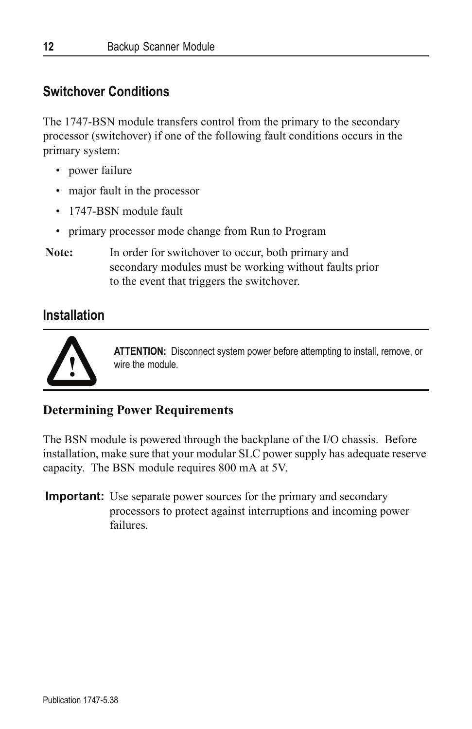## Switchover Conditions

The 1747-BSN module transfers control from the primary to the secondary processor (switchover) if one of the following fault conditions occurs in the primary system:

- power failure
- major fault in the processor
- 1747-BSN module fault
- primary processor mode change from Run to Program

**Note:** In order for switchover to occur, both primary and secondary modules must be working without faults prior to the event that triggers the switchover.

## Installation

**ATTENTION:** Disconnect system power before attempting to install, remove, or wire the module.

### Determining Power Requirements

The BSN module is powered through the backplane of the I/O chassis. Before installation, make sure that your modular SLC power supply has adequate reserve capacity. The BSN module requires 800 mA at 5V.

**Important:** Use separate power sources for the primary and secondary processors to protect against interruptions and incoming power failures.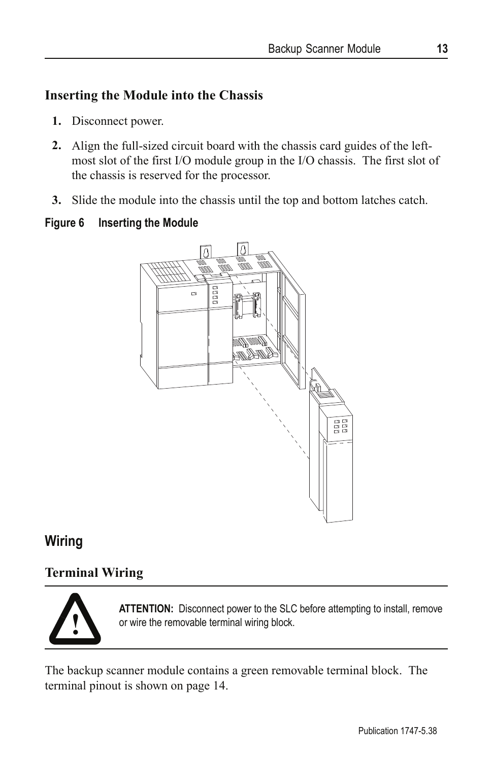### Inserting the Module into the Chassis

1. Disconnect power.
2. Align the full-sized circuit board with the chassis card guides of the left-most slot of the first I/O module group in the I/O chassis. The first slot of the chassis is reserved for the processor.
3. Slide the module into the chassis until the top and bottom latches catch.

**Figure 6 Inserting the Module**

## Wiring

### Terminal Wiring

**ATTENTION:** Disconnect power to the SLC before attempting to install, remove or wire the removable terminal wiring block.

The backup scanner module contains a green removable terminal block. The terminal pinout is shown on page 14.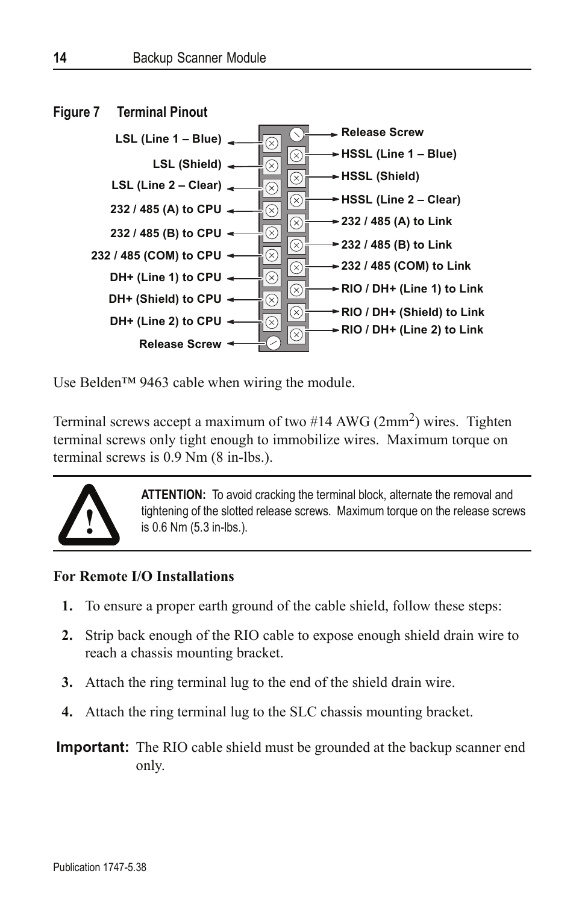**Figure 7 Terminal Pinout**

| Left Terminal | Right Terminal |
|---|---|
| LSL (Line 1 – Blue) | Release Screw |
| LSL (Shield) | HSSL (Line 1 – Blue) |
| LSL (Line 2 – Clear) | HSSL (Shield) |
| 232 / 485 (A) to CPU | HSSL (Line 2 – Clear) |
| 232 / 485 (B) to CPU | 232 / 485 (A) to Link |
| 232 / 485 (COM) to CPU | 232 / 485 (B) to Link |
| DH+ (Line 1) to CPU | 232 / 485 (COM) to Link |
| DH+ (Shield) to CPU | RIO / DH+ (Line 1) to Link |
| DH+ (Line 2) to CPU | RIO / DH+ (Shield) to Link |
| Release Screw | RIO / DH+ (Line 2) to Link |

Use Belden™ 9463 cable when wiring the module.

Terminal screws accept a maximum of two #14 AWG (2mm$^2$) wires. Tighten terminal screws only tight enough to immobilize wires. Maximum torque on terminal screws is 0.9 Nm (8 in-lbs.).

**ATTENTION:** To avoid cracking the terminal block, alternate the removal and tightening of the slotted release screws. Maximum torque on the release screws is 0.6 Nm (5.3 in-lbs.).

**For Remote I/O Installations**

1. To ensure a proper earth ground of the cable shield, follow these steps:
2. Strip back enough of the RIO cable to expose enough shield drain wire to reach a chassis mounting bracket.
3. Attach the ring terminal lug to the end of the shield drain wire.
4. Attach the ring terminal lug to the SLC chassis mounting bracket.

**Important:** The RIO cable shield must be grounded at the backup scanner end only.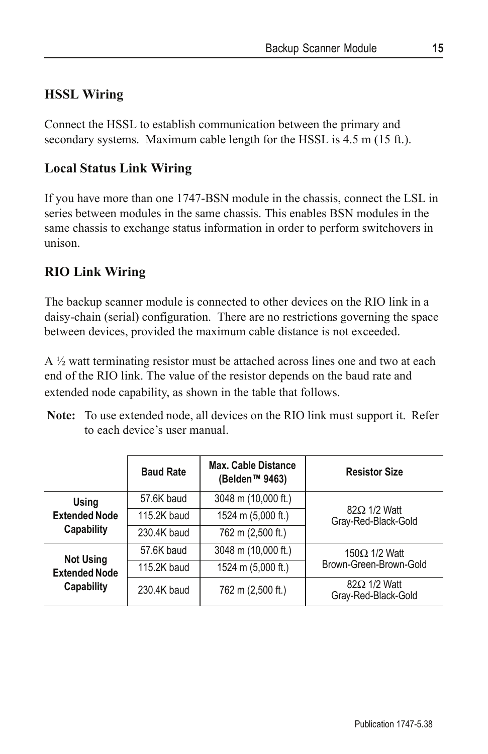## HSSL Wiring

Connect the HSSL to establish communication between the primary and secondary systems. Maximum cable length for the HSSL is 4.5 m (15 ft.).

## Local Status Link Wiring

If you have more than one 1747-BSN module in the chassis, connect the LSL in series between modules in the same chassis. This enables BSN modules in the same chassis to exchange status information in order to perform switchovers in unison.

## RIO Link Wiring

The backup scanner module is connected to other devices on the RIO link in a daisy-chain (serial) configuration. There are no restrictions governing the space between devices, provided the maximum cable distance is not exceeded.

A ½ watt terminating resistor must be attached across lines one and two at each end of the RIO link. The value of the resistor depends on the baud rate and extended node capability, as shown in the table that follows.

**Note:** To use extended node, all devices on the RIO link must support it. Refer to each device's user manual.

| | Baud Rate | Max. Cable Distance (Belden™ 9463) | Resistor Size |
|---|---|---|---|
| Using Extended Node Capability | 57.6K baud | 3048 m (10,000 ft.) | 82Ω 1/2 Watt Gray-Red-Black-Gold |
| | 115.2K baud | 1524 m (5,000 ft.) | |
| | 230.4K baud | 762 m (2,500 ft.) | |
| Not Using Extended Node Capability | 57.6K baud | 3048 m (10,000 ft.) | 150Ω 1/2 Watt Brown-Green-Brown-Gold |
| | 115.2K baud | 1524 m (5,000 ft.) | |
| | 230.4K baud | 762 m (2,500 ft.) | 82Ω 1/2 Watt Gray-Red-Black-Gold |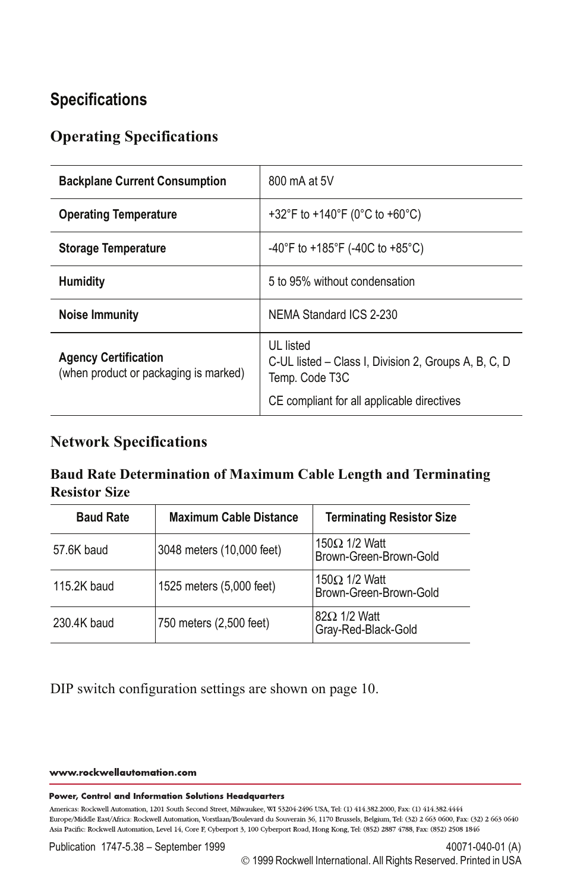# Specifications

## Operating Specifications

| | |
|---|---|
| **Backplane Current Consumption** | 800 mA at 5V |
| **Operating Temperature** | +32°F to +140°F (0°C to +60°C) |
| **Storage Temperature** | -40°F to +185°F (-40C to +85°C) |
| **Humidity** | 5 to 95% without condensation |
| **Noise Immunity** | NEMA Standard ICS 2-230 |
| **Agency Certification** (when product or packaging is marked) | UL listed<br>C-UL listed – Class I, Division 2, Groups A, B, C, D<br>Temp. Code T3C<br>CE compliant for all applicable directives |

## Network Specifications

### Baud Rate Determination of Maximum Cable Length and Terminating Resistor Size

| Baud Rate | Maximum Cable Distance | Terminating Resistor Size |
|---|---|---|
| 57.6K baud | 3048 meters (10,000 feet) | 150Ω 1/2 Watt<br>Brown-Green-Brown-Gold |
| 115.2K baud | 1525 meters (5,000 feet) | 150Ω 1/2 Watt<br>Brown-Green-Brown-Gold |
| 230.4K baud | 750 meters (2,500 feet) | 82Ω 1/2 Watt<br>Gray-Red-Black-Gold |

DIP switch configuration settings are shown on page 10.

**www.rockwellautomation.com**

**Power, Control and Information Solutions Headquarters**

Americas: Rockwell Automation, 1201 South Second Street, Milwaukee, WI 53204-2496 USA, Tel: (1) 414.382.2000, Fax: (1) 414.382.4444
Europe/Middle East/Africa: Rockwell Automation, Vorstlaan/Boulevard du Souverain 36, 1170 Brussels, Belgium, Tel: (32) 2 663 0600, Fax: (32) 2 663 0640
Asia Pacific: Rockwell Automation, Level 14, Core F, Cyberport 3, 100 Cyberport Road, Hong Kong, Tel: (852) 2887 4788, Fax: (852) 2508 1846

Publication 1747-5.38 – September 1999

40071-040-01 (A)
© 1999 Rockwell International. All Rights Reserved. Printed in USA